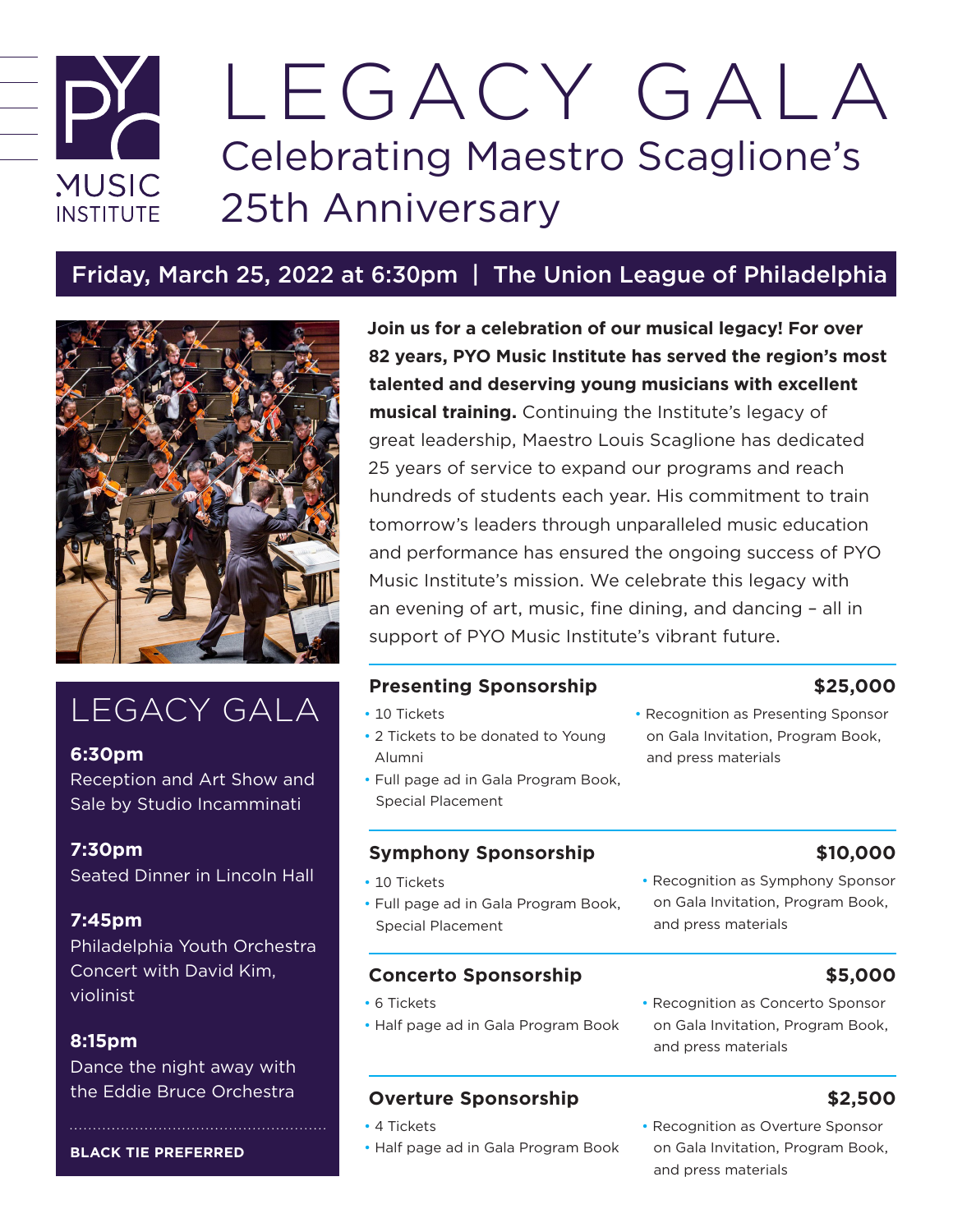PYO MUSIC INSTITUTE

# LEGACY GALA

## Celebrating Maestro Scaglione's 25th Anniversary

**Friday, March 25, 2022 at 6:30pm | The Union League of Philadelphia**

**Join us for a celebration of our musical legacy! For over 82 years, PYO Music Institute has served the region's most talented and deserving young musicians with excellent musical training.** Continuing the Institute's legacy of great leadership, Maestro Louis Scaglione has dedicated 25 years of service to expand our programs and reach hundreds of students each year. His commitment to train tomorrow's leaders through unparalleled music education and performance has ensured the ongoing success of PYO Music Institute's mission. We celebrate this legacy with an evening of art, music, fine dining, and dancing – all in support of PYO Music Institute's vibrant future.

## LEGACY GALA

**6:30pm**
Reception and Art Show and Sale by Studio Incamminati

**7:30pm**
Seated Dinner in Lincoln Hall

**7:45pm**
Philadelphia Youth Orchestra Concert with David Kim, violinist

**8:15pm**
Dance the night away with the Eddie Bruce Orchestra

**BLACK TIE PREFERRED**

### Presenting Sponsorship — $25,000

- 10 Tickets
- 2 Tickets to be donated to Young Alumni
- Full page ad in Gala Program Book, Special Placement
- Recognition as Presenting Sponsor on Gala Invitation, Program Book, and press materials

### Symphony Sponsorship — $10,000

- 10 Tickets
- Full page ad in Gala Program Book, Special Placement
- Recognition as Symphony Sponsor on Gala Invitation, Program Book, and press materials

### Concerto Sponsorship — $5,000

- 6 Tickets
- Half page ad in Gala Program Book
- Recognition as Concerto Sponsor on Gala Invitation, Program Book, and press materials

### Overture Sponsorship — $2,500

- 4 Tickets
- Half page ad in Gala Program Book
- Recognition as Overture Sponsor on Gala Invitation, Program Book, and press materials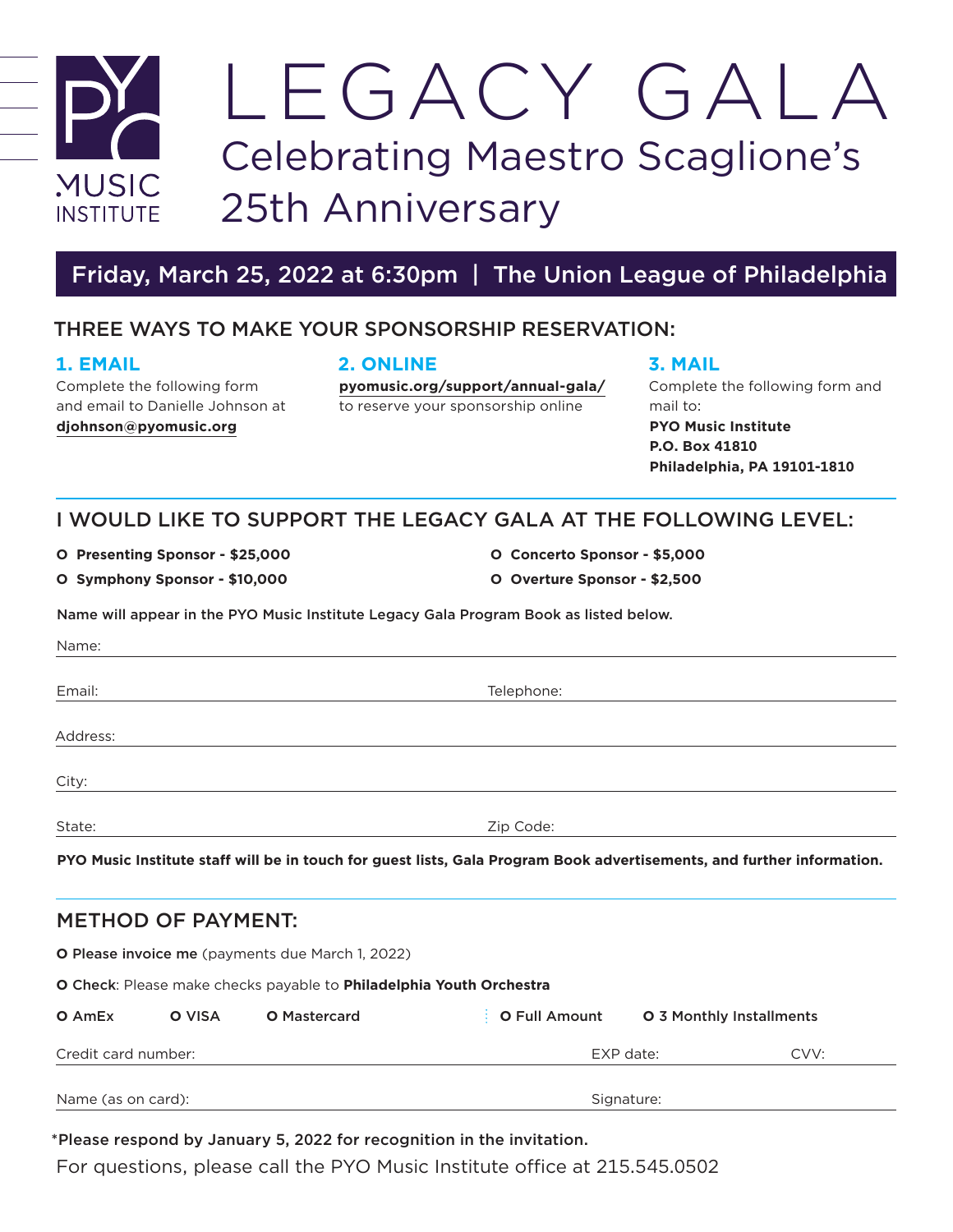PYO MUSIC INSTITUTE

# LEGACY GALA

## Celebrating Maestro Scaglione's 25th Anniversary

**Friday, March 25, 2022 at 6:30pm | The Union League of Philadelphia**

## THREE WAYS TO MAKE YOUR SPONSORSHIP RESERVATION:

**1. EMAIL**
Complete the following form and email to Danielle Johnson at **djohnson@pyomusic.org**

**2. ONLINE**
**pyomusic.org/support/annual-gala/** to reserve your sponsorship online

**3. MAIL**
Complete the following form and mail to:
**PYO Music Institute**
**P.O. Box 41810**
**Philadelphia, PA 19101-1810**

## I WOULD LIKE TO SUPPORT THE LEGACY GALA AT THE FOLLOWING LEVEL:

- O **Presenting Sponsor - $25,000**
- O **Symphony Sponsor - $10,000**
- O **Concerto Sponsor - $5,000**
- O **Overture Sponsor - $2,500**

**Name will appear in the PYO Music Institute Legacy Gala Program Book as listed below.**

Name: ______________________________

Email: ______________________ Telephone: ______________________

Address: ______________________________

City: ______________________________

State: ______________________ Zip Code: ______________________

**PYO Music Institute staff will be in touch for guest lists, Gala Program Book advertisements, and further information.**

## METHOD OF PAYMENT:

O **Please invoice me** (payments due March 1, 2022)

O **Check**: Please make checks payable to **Philadelphia Youth Orchestra**

O **AmEx** O **VISA** O **Mastercard** | O **Full Amount** O **3 Monthly Installments**

Credit card number: ______________________ EXP date: __________ CVV: __________

Name (as on card): ______________________ Signature: ______________________

*Please respond by January 5, 2022 for recognition in the invitation.

For questions, please call the PYO Music Institute office at 215.545.0502